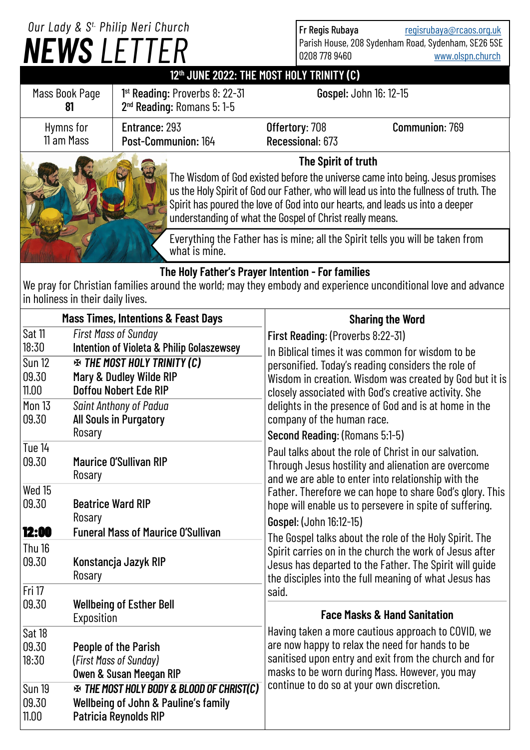# Our Lady & St. Philip Neri Church NEWS LETTER

Fr Regis Rubaya regisrubaya@rcaos.org.uk
Parish House, 208 Sydenham Road, Sydenham, SE26 5SE
0208 778 9460 www.olspn.church

## 12th JUNE 2022: THE MOST HOLY TRINITY (C)

| Mass Book Page 81 | 1st Reading: Proverbs 8: 22-31<br>2nd Reading: Romans 5: 1-5 | Gospel: John 16: 12-15 | |
|---|---|---|---|
| Hymns for 11 am Mass | Entrance: 293<br>Post-Communion: 164 | Offertory: 708<br>Recessional: 673 | Communion: 769 |

### The Spirit of truth

The Wisdom of God existed before the universe came into being. Jesus promises us the Holy Spirit of God our Father, who will lead us into the fullness of truth. The Spirit has poured the love of God into our hearts, and leads us into a deeper understanding of what the Gospel of Christ really means.

Everything the Father has is mine; all the Spirit tells you will be taken from what is mine.

### The Holy Father's Prayer Intention - For families

We pray for Christian families around the world; may they embody and experience unconditional love and advance in holiness in their daily lives.

### Mass Times, Intentions & Feast Days

| | |
|---|---|
| Sat 11 | *First Mass of Sunday* |
| 18:30 | Intention of Violeta & Philip Golaszewsey |
| Sun 12 | ✠ ***THE MOST HOLY TRINITY (C)*** |
| 09.30 | Mary & Dudley Wilde RIP |
| 11.00 | Doffou Nobert Ede RIP |
| Mon 13 | *Saint Anthony of Padua* |
| 09.30 | All Souls in Purgatory |
| | Rosary |
| Tue 14 | |
| 09.30 | Maurice O'Sullivan RIP |
| | Rosary |
| Wed 15 | |
| 09.30 | Beatrice Ward RIP |
| | Rosary |
| **12:00** | Funeral Mass of Maurice O'Sullivan |
| Thu 16 | |
| 09.30 | Konstancja Jazyk RIP |
| | Rosary |
| Fri 17 | |
| 09.30 | Wellbeing of Esther Bell |
| | Exposition |
| Sat 18 | |
| 09.30 | People of the Parish |
| 18:30 | (*First Mass of Sunday*) |
| | Owen & Susan Meegan RIP |
| Sun 19 | ✠ ***THE MOST HOLY BODY & BLOOD OF CHRIST(C)*** |
| 09.30 | Wellbeing of John & Pauline's family |
| 11.00 | Patricia Reynolds RIP |

### Sharing the Word

**First Reading:** (Proverbs 8:22-31)

In Biblical times it was common for wisdom to be personified. Today's reading considers the role of Wisdom in creation. Wisdom was created by God but it is closely associated with God's creative activity. She delights in the presence of God and is at home in the company of the human race.

**Second Reading:** (Romans 5:1-5)

Paul talks about the role of Christ in our salvation. Through Jesus hostility and alienation are overcome and we are able to enter into relationship with the Father. Therefore we can hope to share God's glory. This hope will enable us to persevere in spite of suffering.

**Gospel:** (John 16:12-15)

The Gospel talks about the role of the Holy Spirit. The Spirit carries on in the church the work of Jesus after Jesus has departed to the Father. The Spirit will guide the disciples into the full meaning of what Jesus has said.

### Face Masks & Hand Sanitation

Having taken a more cautious approach to COVID, we are now happy to relax the need for hands to be sanitised upon entry and exit from the church and for masks to be worn during Mass. However, you may continue to do so at your own discretion.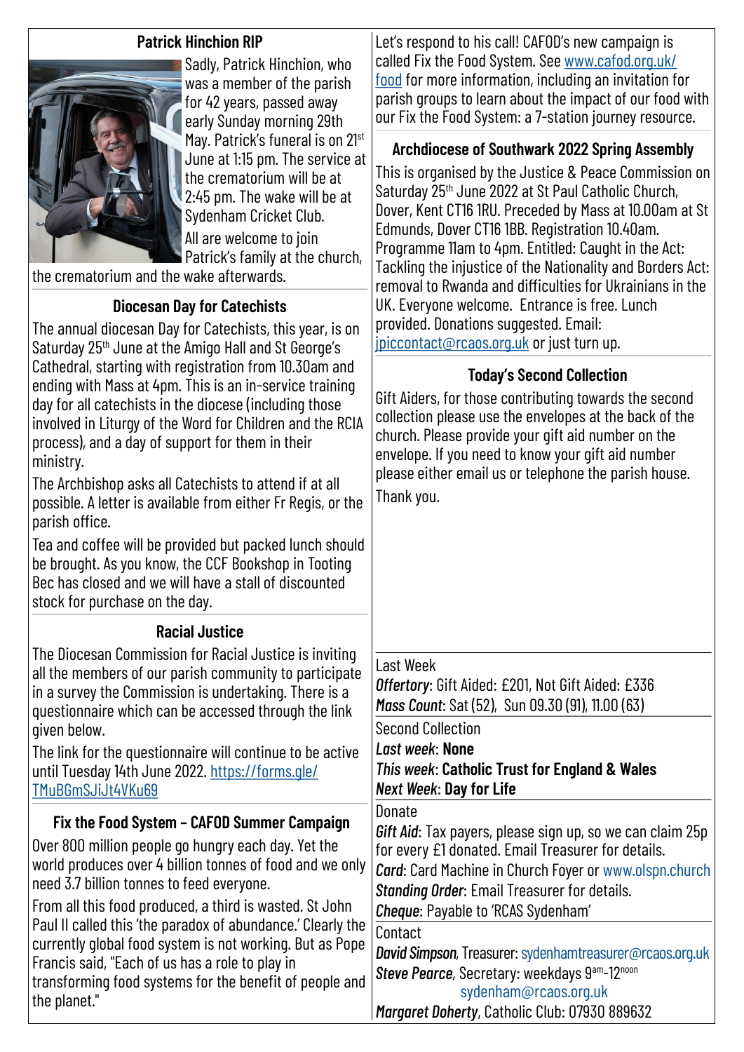## Patrick Hinchion RIP

Sadly, Patrick Hinchion, who was a member of the parish for 42 years, passed away early Sunday morning 29th May. Patrick's funeral is on 21st June at 1:15 pm. The service at the crematorium will be at 2:45 pm. The wake will be at Sydenham Cricket Club.

All are welcome to join Patrick's family at the church, the crematorium and the wake afterwards.

## Diocesan Day for Catechists

The annual diocesan Day for Catechists, this year, is on Saturday 25th June at the Amigo Hall and St George's Cathedral, starting with registration from 10.30am and ending with Mass at 4pm. This is an in-service training day for all catechists in the diocese (including those involved in Liturgy of the Word for Children and the RCIA process), and a day of support for them in their ministry.

The Archbishop asks all Catechists to attend if at all possible. A letter is available from either Fr Regis, or the parish office.

Tea and coffee will be provided but packed lunch should be brought. As you know, the CCF Bookshop in Tooting Bec has closed and we will have a stall of discounted stock for purchase on the day.

## Racial Justice

The Diocesan Commission for Racial Justice is inviting all the members of our parish community to participate in a survey the Commission is undertaking. There is a questionnaire which can be accessed through the link given below.

The link for the questionnaire will continue to be active until Tuesday 14th June 2022. https://forms.gle/TMuBGmSJiJt4VKu69

## Fix the Food System – CAFOD Summer Campaign

Over 800 million people go hungry each day. Yet the world produces over 4 billion tonnes of food and we only need 3.7 billion tonnes to feed everyone.

From all this food produced, a third is wasted. St John Paul II called this 'the paradox of abundance.' Clearly the currently global food system is not working. But as Pope Francis said, "Each of us has a role to play in transforming food systems for the benefit of people and the planet."

Let's respond to his call! CAFOD's new campaign is called Fix the Food System. See www.cafod.org.uk/food for more information, including an invitation for parish groups to learn about the impact of our food with our Fix the Food System: a 7-station journey resource.

## Archdiocese of Southwark 2022 Spring Assembly

This is organised by the Justice & Peace Commission on Saturday 25th June 2022 at St Paul Catholic Church, Dover, Kent CT16 1RU. Preceded by Mass at 10.00am at St Edmunds, Dover CT16 1BB. Registration 10.40am. Programme 11am to 4pm. Entitled: Caught in the Act: Tackling the injustice of the Nationality and Borders Act: removal to Rwanda and difficulties for Ukrainians in the UK. Everyone welcome. Entrance is free. Lunch provided. Donations suggested. Email: jpiccontact@rcaos.org.uk or just turn up.

## Today's Second Collection

Gift Aiders, for those contributing towards the second collection please use the envelopes at the back of the church. Please provide your gift aid number on the envelope. If you need to know your gift aid number please either email us or telephone the parish house.

Thank you.

Last Week

*Offertory*: Gift Aided: £201, Not Gift Aided: £336

*Mass Count*: Sat (52), Sun 09.30 (91), 11.00 (63)

Second Collection

*Last week*: **None**

*This week*: **Catholic Trust for England & Wales**

*Next Week*: **Day for Life**

Donate

***Gift Aid***: Tax payers, please sign up, so we can claim 25p for every £1 donated. Email Treasurer for details.

***Card***: Card Machine in Church Foyer or www.olspn.church

***Standing Order***: Email Treasurer for details.

***Cheque***: Payable to 'RCAS Sydenham'

Contact

***David Simpson***, Treasurer: sydenhamtreasurer@rcaos.org.uk

***Steve Pearce***, Secretary: weekdays 9am-12noon sydenham@rcaos.org.uk

***Margaret Doherty***, Catholic Club: 07930 889632